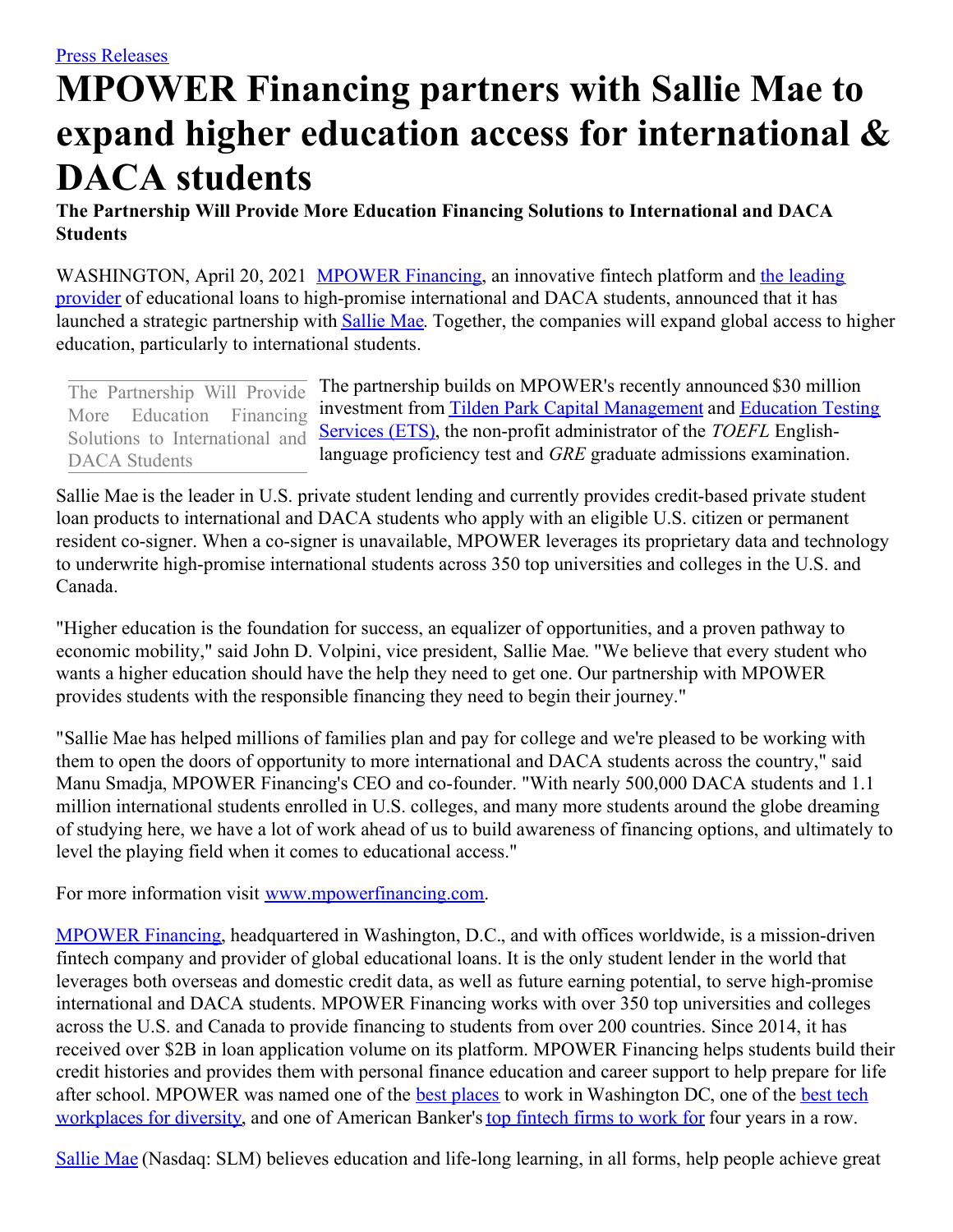Press Releases

# MPOWER Financing partners with Sallie Mae to expand higher education access for international & DACA students

**The Partnership Will Provide More Education Financing Solutions to International and DACA Students**

WASHINGTON, April 20, 2021 MPOWER Financing, an innovative fintech platform and the leading provider of educational loans to high-promise international and DACA students, announced that it has launched a strategic partnership with Sallie Mae. Together, the companies will expand global access to higher education, particularly to international students.

> The Partnership Will Provide More Education Financing Solutions to International and DACA Students

The partnership builds on MPOWER's recently announced $30 million investment from Tilden Park Capital Management and Education Testing Services (ETS), the non-profit administrator of the *TOEFL* English-language proficiency test and *GRE* graduate admissions examination.

Sallie Mae is the leader in U.S. private student lending and currently provides credit-based private student loan products to international and DACA students who apply with an eligible U.S. citizen or permanent resident co-signer. When a co-signer is unavailable, MPOWER leverages its proprietary data and technology to underwrite high-promise international students across 350 top universities and colleges in the U.S. and Canada.

"Higher education is the foundation for success, an equalizer of opportunities, and a proven pathway to economic mobility," said John D. Volpini, vice president, Sallie Mae. "We believe that every student who wants a higher education should have the help they need to get one. Our partnership with MPOWER provides students with the responsible financing they need to begin their journey."

"Sallie Mae has helped millions of families plan and pay for college and we're pleased to be working with them to open the doors of opportunity to more international and DACA students across the country," said Manu Smadja, MPOWER Financing's CEO and co-founder. "With nearly 500,000 DACA students and 1.1 million international students enrolled in U.S. colleges, and many more students around the globe dreaming of studying here, we have a lot of work ahead of us to build awareness of financing options, and ultimately to level the playing field when it comes to educational access."

For more information visit www.mpowerfinancing.com.

MPOWER Financing, headquartered in Washington, D.C., and with offices worldwide, is a mission-driven fintech company and provider of global educational loans. It is the only student lender in the world that leverages both overseas and domestic credit data, as well as future earning potential, to serve high-promise international and DACA students. MPOWER Financing works with over 350 top universities and colleges across the U.S. and Canada to provide financing to students from over 200 countries. Since 2014, it has received over $2B in loan application volume on its platform. MPOWER Financing helps students build their credit histories and provides them with personal finance education and career support to help prepare for life after school. MPOWER was named one of the best places to work in Washington DC, one of the best tech workplaces for diversity, and one of American Banker's top fintech firms to work for four years in a row.

Sallie Mae (Nasdaq: SLM) believes education and life-long learning, in all forms, help people achieve great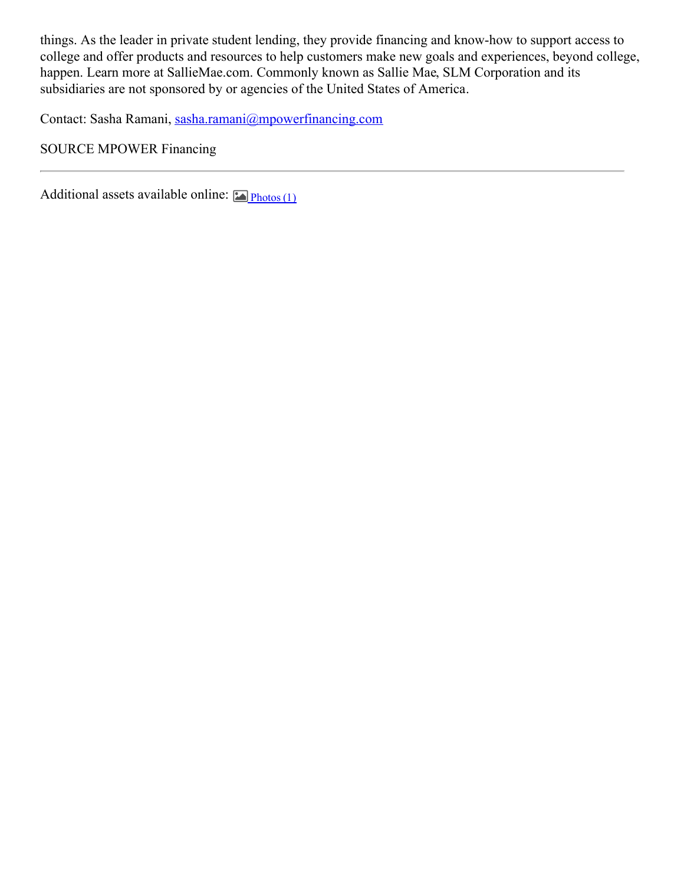things. As the leader in private student lending, they provide financing and know-how to support access to college and offer products and resources to help customers make new goals and experiences, beyond college, happen. Learn more at SallieMae.com. Commonly known as Sallie Mae, SLM Corporation and its subsidiaries are not sponsored by or agencies of the United States of America.

Contact: Sasha Ramani, sasha.ramani@mpowerfinancing.com

SOURCE MPOWER Financing

---

Additional assets available online: Photos (1)